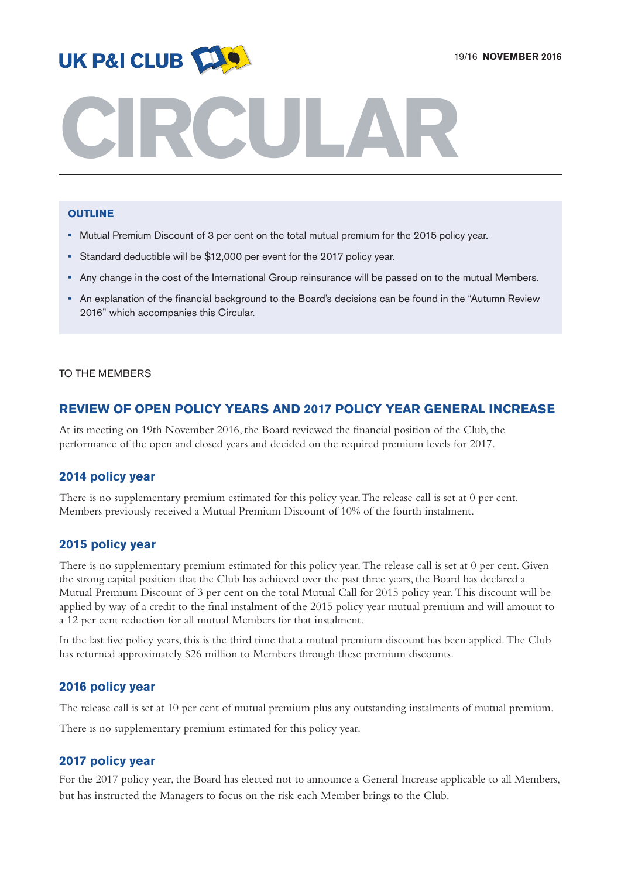UK P&I CLUB

19/16 **NOVEMBER 2016**

# CIRCULAR

**OUTLINE**

- Mutual Premium Discount of 3 per cent on the total mutual premium for the 2015 policy year.
- Standard deductible will be $12,000 per event for the 2017 policy year.
- Any change in the cost of the International Group reinsurance will be passed on to the mutual Members.
- An explanation of the financial background to the Board's decisions can be found in the "Autumn Review 2016" which accompanies this Circular.

TO THE MEMBERS

## REVIEW OF OPEN POLICY YEARS AND 2017 POLICY YEAR GENERAL INCREASE

At its meeting on 19th November 2016, the Board reviewed the financial position of the Club, the performance of the open and closed years and decided on the required premium levels for 2017.

### 2014 policy year

There is no supplementary premium estimated for this policy year. The release call is set at 0 per cent. Members previously received a Mutual Premium Discount of 10% of the fourth instalment.

### 2015 policy year

There is no supplementary premium estimated for this policy year. The release call is set at 0 per cent. Given the strong capital position that the Club has achieved over the past three years, the Board has declared a Mutual Premium Discount of 3 per cent on the total Mutual Call for 2015 policy year. This discount will be applied by way of a credit to the final instalment of the 2015 policy year mutual premium and will amount to a 12 per cent reduction for all mutual Members for that instalment.

In the last five policy years, this is the third time that a mutual premium discount has been applied. The Club has returned approximately $26 million to Members through these premium discounts.

### 2016 policy year

The release call is set at 10 per cent of mutual premium plus any outstanding instalments of mutual premium.

There is no supplementary premium estimated for this policy year.

### 2017 policy year

For the 2017 policy year, the Board has elected not to announce a General Increase applicable to all Members, but has instructed the Managers to focus on the risk each Member brings to the Club.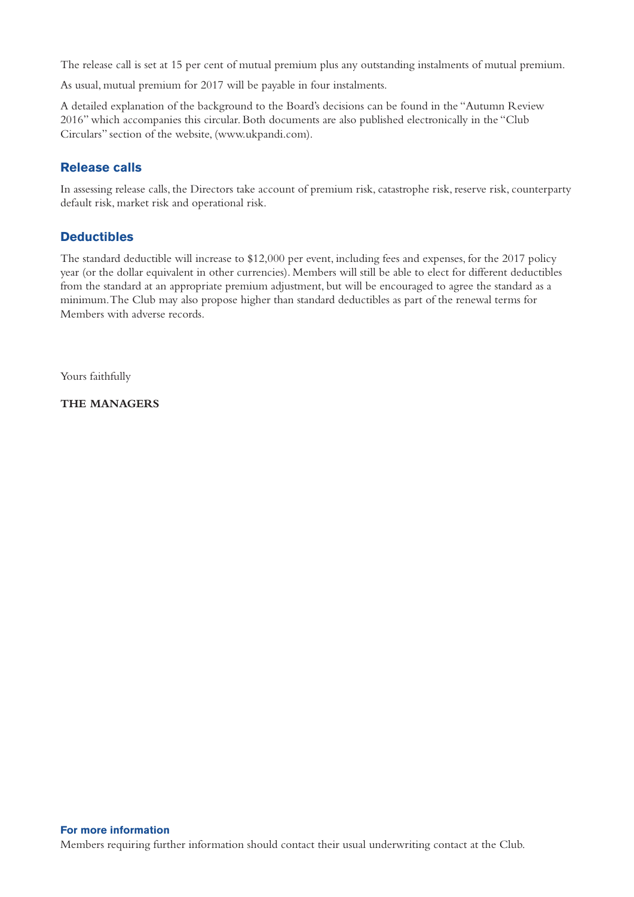The release call is set at 15 per cent of mutual premium plus any outstanding instalments of mutual premium.

As usual, mutual premium for 2017 will be payable in four instalments.

A detailed explanation of the background to the Board's decisions can be found in the "Autumn Review 2016" which accompanies this circular. Both documents are also published electronically in the "Club Circulars" section of the website, (www.ukpandi.com).

## Release calls

In assessing release calls, the Directors take account of premium risk, catastrophe risk, reserve risk, counterparty default risk, market risk and operational risk.

## Deductibles

The standard deductible will increase to $12,000 per event, including fees and expenses, for the 2017 policy year (or the dollar equivalent in other currencies). Members will still be able to elect for different deductibles from the standard at an appropriate premium adjustment, but will be encouraged to agree the standard as a minimum. The Club may also propose higher than standard deductibles as part of the renewal terms for Members with adverse records.

Yours faithfully

**THE MANAGERS**

**For more information**

Members requiring further information should contact their usual underwriting contact at the Club.